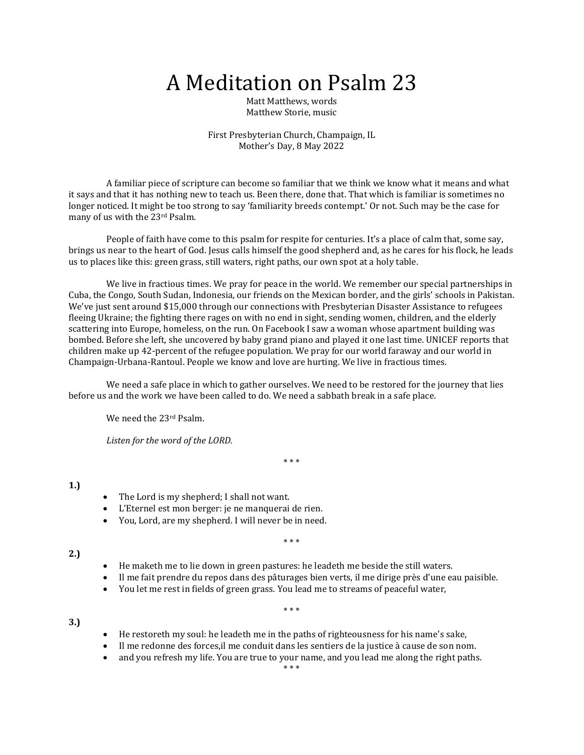# A Meditation on Psalm 23

Matt Matthews, words
Matthew Storie, music

First Presbyterian Church, Champaign, IL
Mother's Day, 8 May 2022

A familiar piece of scripture can become so familiar that we think we know what it means and what it says and that it has nothing new to teach us. Been there, done that. That which is familiar is sometimes no longer noticed. It might be too strong to say 'familiarity breeds contempt.' Or not. Such may be the case for many of us with the 23rd Psalm.

People of faith have come to this psalm for respite for centuries. It's a place of calm that, some say, brings us near to the heart of God. Jesus calls himself the good shepherd and, as he cares for his flock, he leads us to places like this: green grass, still waters, right paths, our own spot at a holy table.

We live in fractious times. We pray for peace in the world. We remember our special partnerships in Cuba, the Congo, South Sudan, Indonesia, our friends on the Mexican border, and the girls' schools in Pakistan. We've just sent around $15,000 through our connections with Presbyterian Disaster Assistance to refugees fleeing Ukraine; the fighting there rages on with no end in sight, sending women, children, and the elderly scattering into Europe, homeless, on the run. On Facebook I saw a woman whose apartment building was bombed. Before she left, she uncovered by baby grand piano and played it one last time. UNICEF reports that children make up 42-percent of the refugee population. We pray for our world faraway and our world in Champaign-Urbana-Rantoul. People we know and love are hurting. We live in fractious times.

We need a safe place in which to gather ourselves. We need to be restored for the journey that lies before us and the work we have been called to do. We need a sabbath break in a safe place.

We need the 23rd Psalm.

*Listen for the word of the LORD.*

\* \* \*

**1.)**

- The Lord is my shepherd; I shall not want.
- L'Eternel est mon berger: je ne manquerai de rien.
- You, Lord, are my shepherd. I will never be in need.

\* \* \*

**2.)**

- He maketh me to lie down in green pastures: he leadeth me beside the still waters.
- Il me fait prendre du repos dans des pâturages bien verts, il me dirige près d'une eau paisible.
- You let me rest in fields of green grass. You lead me to streams of peaceful water,

\* \* \*

**3.)**

- He restoreth my soul: he leadeth me in the paths of righteousness for his name's sake,
- Il me redonne des forces,il me conduit dans les sentiers de la justice à cause de son nom.
- and you refresh my life. You are true to your name, and you lead me along the right paths.

\* \* \*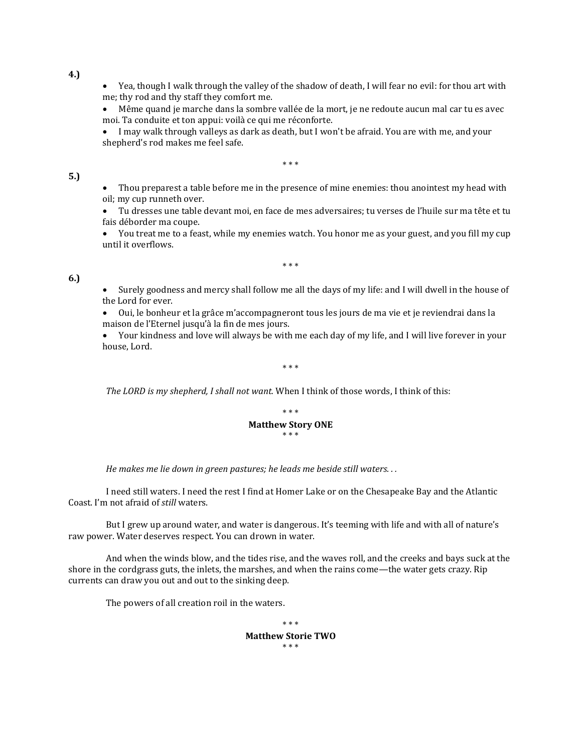**4.)**

- Yea, though I walk through the valley of the shadow of death, I will fear no evil: for thou art with me; thy rod and thy staff they comfort me.
- Même quand je marche dans la sombre vallée de la mort, je ne redoute aucun mal car tu es avec moi. Ta conduite et ton appui: voilà ce qui me réconforte.
- I may walk through valleys as dark as death, but I won't be afraid. You are with me, and your shepherd's rod makes me feel safe.

\* \* \*

**5.)**

- Thou preparest a table before me in the presence of mine enemies: thou anointest my head with oil; my cup runneth over.
- Tu dresses une table devant moi, en face de mes adversaires; tu verses de l'huile sur ma tête et tu fais déborder ma coupe.
- You treat me to a feast, while my enemies watch. You honor me as your guest, and you fill my cup until it overflows.

\* \* \*

**6.)**

- Surely goodness and mercy shall follow me all the days of my life: and I will dwell in the house of the Lord for ever.
- Oui, le bonheur et la grâce m'accompagneront tous les jours de ma vie et je reviendrai dans la maison de l'Eternel jusqu'à la fin de mes jours.
- Your kindness and love will always be with me each day of my life, and I will live forever in your house, Lord.

\* \* \*

*The LORD is my shepherd, I shall not want.* When I think of those words, I think of this:

\* \* \*

**Matthew Story ONE**

\* \* \*

*He makes me lie down in green pastures; he leads me beside still waters. . .*

I need still waters. I need the rest I find at Homer Lake or on the Chesapeake Bay and the Atlantic Coast. I'm not afraid of *still* waters.

But I grew up around water, and water is dangerous. It's teeming with life and with all of nature's raw power. Water deserves respect. You can drown in water.

And when the winds blow, and the tides rise, and the waves roll, and the creeks and bays suck at the shore in the cordgrass guts, the inlets, the marshes, and when the rains come—the water gets crazy. Rip currents can draw you out and out to the sinking deep.

The powers of all creation roil in the waters.

\* \* \*

**Matthew Storie TWO**

\* \* \*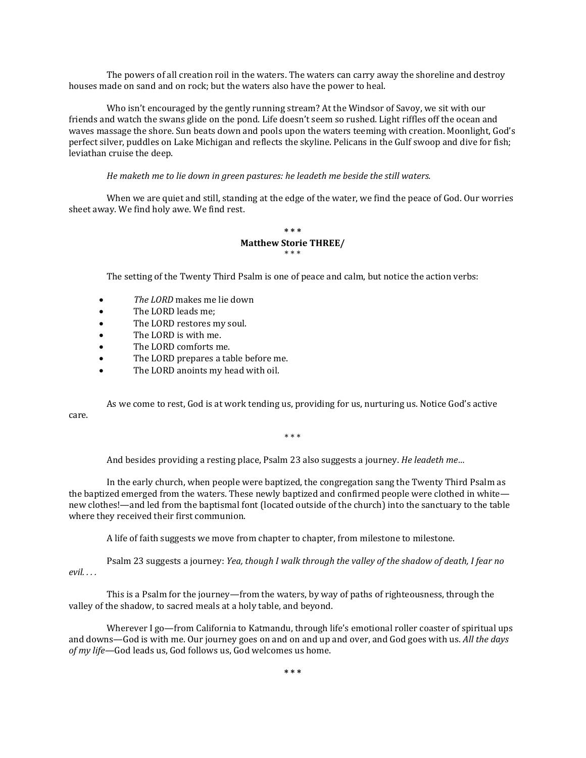The powers of all creation roil in the waters. The waters can carry away the shoreline and destroy houses made on sand and on rock; but the waters also have the power to heal.

Who isn't encouraged by the gently running stream? At the Windsor of Savoy, we sit with our friends and watch the swans glide on the pond. Life doesn't seem so rushed. Light riffles off the ocean and waves massage the shore. Sun beats down and pools upon the waters teeming with creation. Moonlight, God's perfect silver, puddles on Lake Michigan and reflects the skyline. Pelicans in the Gulf swoop and dive for fish; leviathan cruise the deep.

*He maketh me to lie down in green pastures: he leadeth me beside the still waters.*

When we are quiet and still, standing at the edge of the water, we find the peace of God. Our worries sheet away. We find holy awe. We find rest.

**\* \* \***

**Matthew Storie THREE/**

\* \* \*

The setting of the Twenty Third Psalm is one of peace and calm, but notice the action verbs:

- *The LORD* makes me lie down
- The LORD leads me;
- The LORD restores my soul.
- The LORD is with me.
- The LORD comforts me.
- The LORD prepares a table before me.
- The LORD anoints my head with oil.

As we come to rest, God is at work tending us, providing for us, nurturing us. Notice God's active care.

\* \* \*

And besides providing a resting place, Psalm 23 also suggests a journey. *He leadeth me…*

In the early church, when people were baptized, the congregation sang the Twenty Third Psalm as the baptized emerged from the waters. These newly baptized and confirmed people were clothed in white—new clothes!—and led from the baptismal font (located outside of the church) into the sanctuary to the table where they received their first communion.

A life of faith suggests we move from chapter to chapter, from milestone to milestone.

Psalm 23 suggests a journey: *Yea, though I walk through the valley of the shadow of death, I fear no evil. . . .*

This is a Psalm for the journey—from the waters, by way of paths of righteousness, through the valley of the shadow, to sacred meals at a holy table, and beyond.

Wherever I go—from California to Katmandu, through life's emotional roller coaster of spiritual ups and downs—God is with me. Our journey goes on and on and up and over, and God goes with us. *All the days of my life*—God leads us, God follows us, God welcomes us home.

**\* \* \***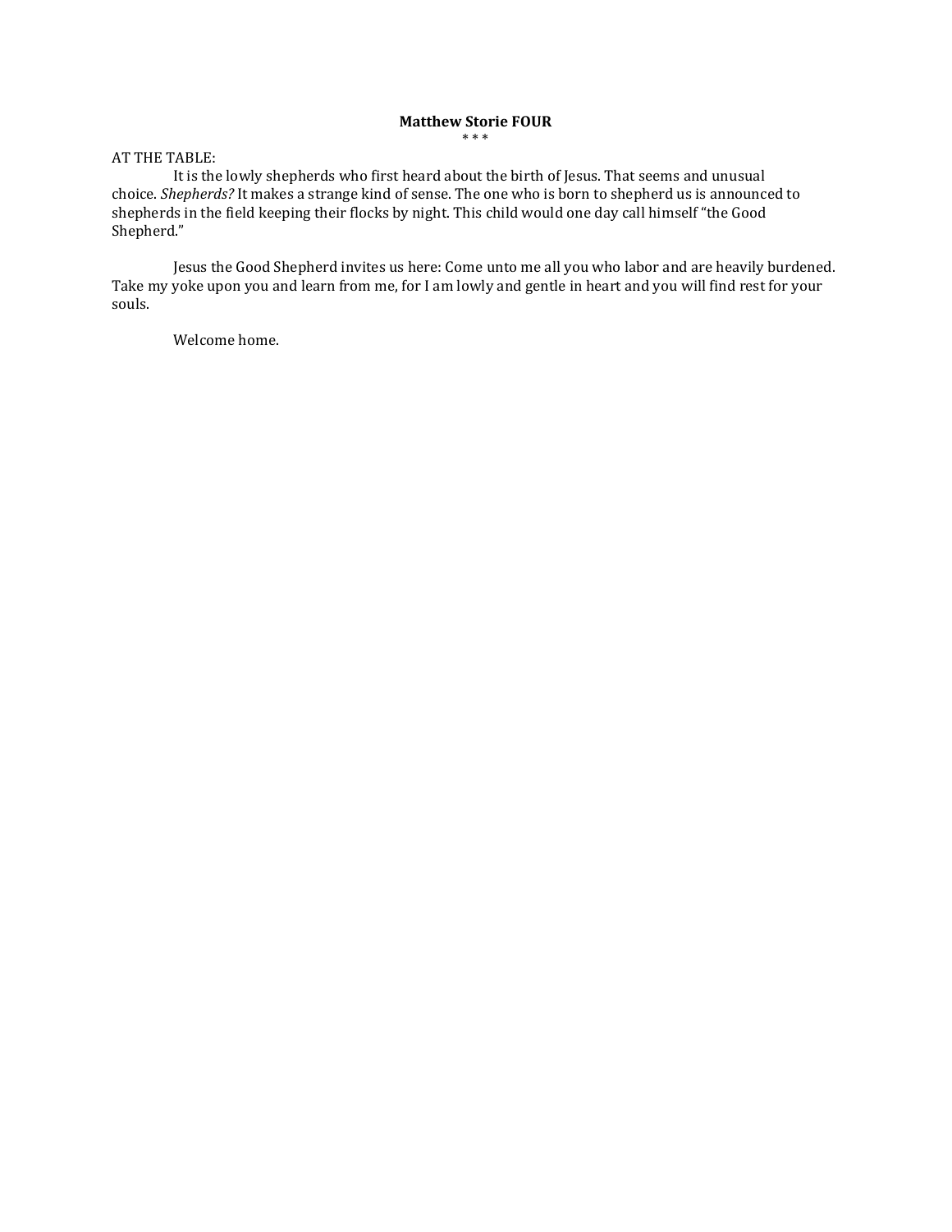**Matthew Storie FOUR**

\* \* \*

AT THE TABLE:

It is the lowly shepherds who first heard about the birth of Jesus. That seems and unusual choice. *Shepherds?* It makes a strange kind of sense. The one who is born to shepherd us is announced to shepherds in the field keeping their flocks by night. This child would one day call himself "the Good Shepherd."

Jesus the Good Shepherd invites us here: Come unto me all you who labor and are heavily burdened. Take my yoke upon you and learn from me, for I am lowly and gentle in heart and you will find rest for your souls.

Welcome home.